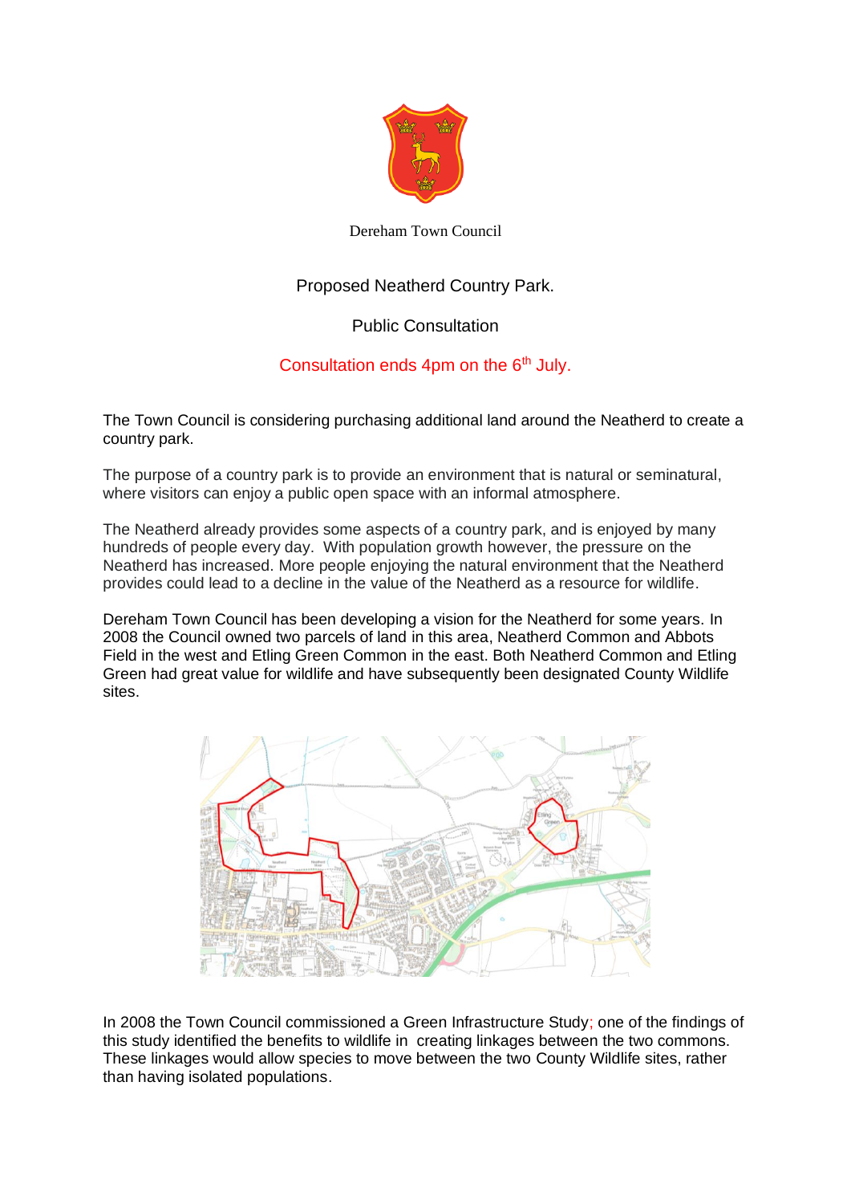Dereham Town Council

# Proposed Neatherd Country Park.

## Public Consultation

**Consultation ends 4pm on the 6th July.**

The Town Council is considering purchasing additional land around the Neatherd to create a country park.

The purpose of a country park is to provide an environment that is natural or seminatural, where visitors can enjoy a public open space with an informal atmosphere.

The Neatherd already provides some aspects of a country park, and is enjoyed by many hundreds of people every day. With population growth however, the pressure on the Neatherd has increased. More people enjoying the natural environment that the Neatherd provides could lead to a decline in the value of the Neatherd as a resource for wildlife.

Dereham Town Council has been developing a vision for the Neatherd for some years. In 2008 the Council owned two parcels of land in this area, Neatherd Common and Abbots Field in the west and Etling Green Common in the east. Both Neatherd Common and Etling Green had great value for wildlife and have subsequently been designated County Wildlife sites.

In 2008 the Town Council commissioned a Green Infrastructure Study; one of the findings of this study identified the benefits to wildlife in creating linkages between the two commons. These linkages would allow species to move between the two County Wildlife sites, rather than having isolated populations.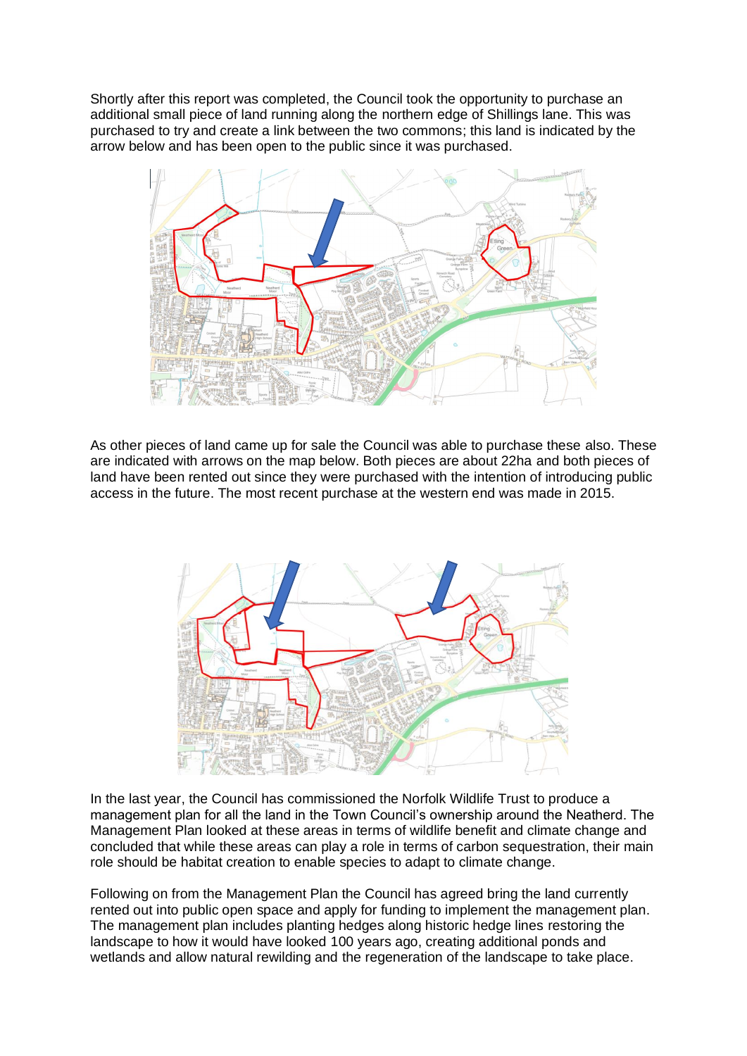Shortly after this report was completed, the Council took the opportunity to purchase an additional small piece of land running along the northern edge of Shillings lane. This was purchased to try and create a link between the two commons; this land is indicated by the arrow below and has been open to the public since it was purchased.

As other pieces of land came up for sale the Council was able to purchase these also. These are indicated with arrows on the map below. Both pieces are about 22ha and both pieces of land have been rented out since they were purchased with the intention of introducing public access in the future. The most recent purchase at the western end was made in 2015.

In the last year, the Council has commissioned the Norfolk Wildlife Trust to produce a management plan for all the land in the Town Council's ownership around the Neatherd. The Management Plan looked at these areas in terms of wildlife benefit and climate change and concluded that while these areas can play a role in terms of carbon sequestration, their main role should be habitat creation to enable species to adapt to climate change.

Following on from the Management Plan the Council has agreed bring the land currently rented out into public open space and apply for funding to implement the management plan. The management plan includes planting hedges along historic hedge lines restoring the landscape to how it would have looked 100 years ago, creating additional ponds and wetlands and allow natural rewilding and the regeneration of the landscape to take place.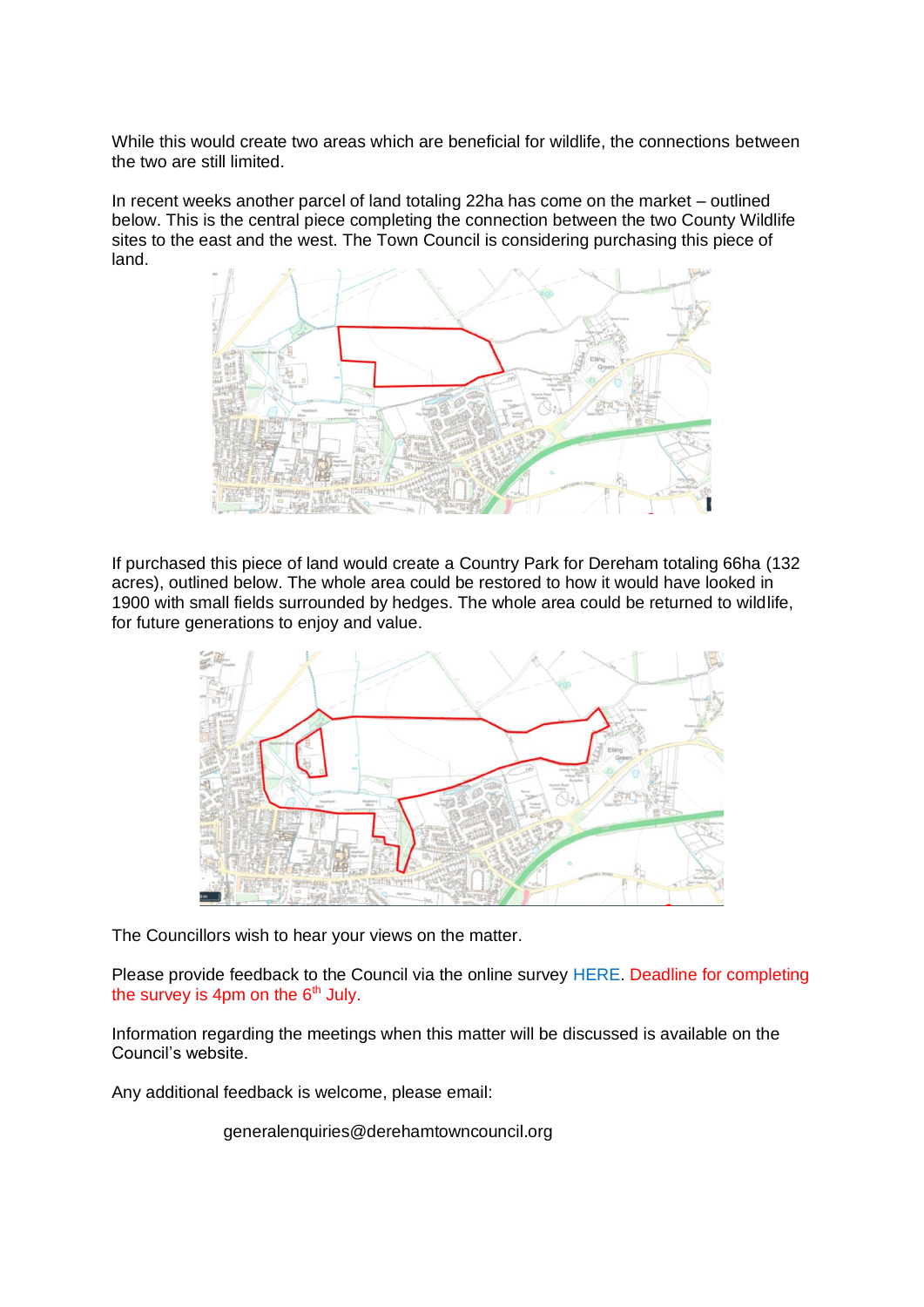While this would create two areas which are beneficial for wildlife, the connections between the two are still limited.

In recent weeks another parcel of land totaling 22ha has come on the market – outlined below. This is the central piece completing the connection between the two County Wildlife sites to the east and the west. The Town Council is considering purchasing this piece of land.

If purchased this piece of land would create a Country Park for Dereham totaling 66ha (132 acres), outlined below. The whole area could be restored to how it would have looked in 1900 with small fields surrounded by hedges. The whole area could be returned to wildlife, for future generations to enjoy and value.

The Councillors wish to hear your views on the matter.

Please provide feedback to the Council via the online survey HERE. Deadline for completing the survey is 4pm on the 6th July.

Information regarding the meetings when this matter will be discussed is available on the Council's website.

Any additional feedback is welcome, please email:

generalenquiries@derehamtowncouncil.org